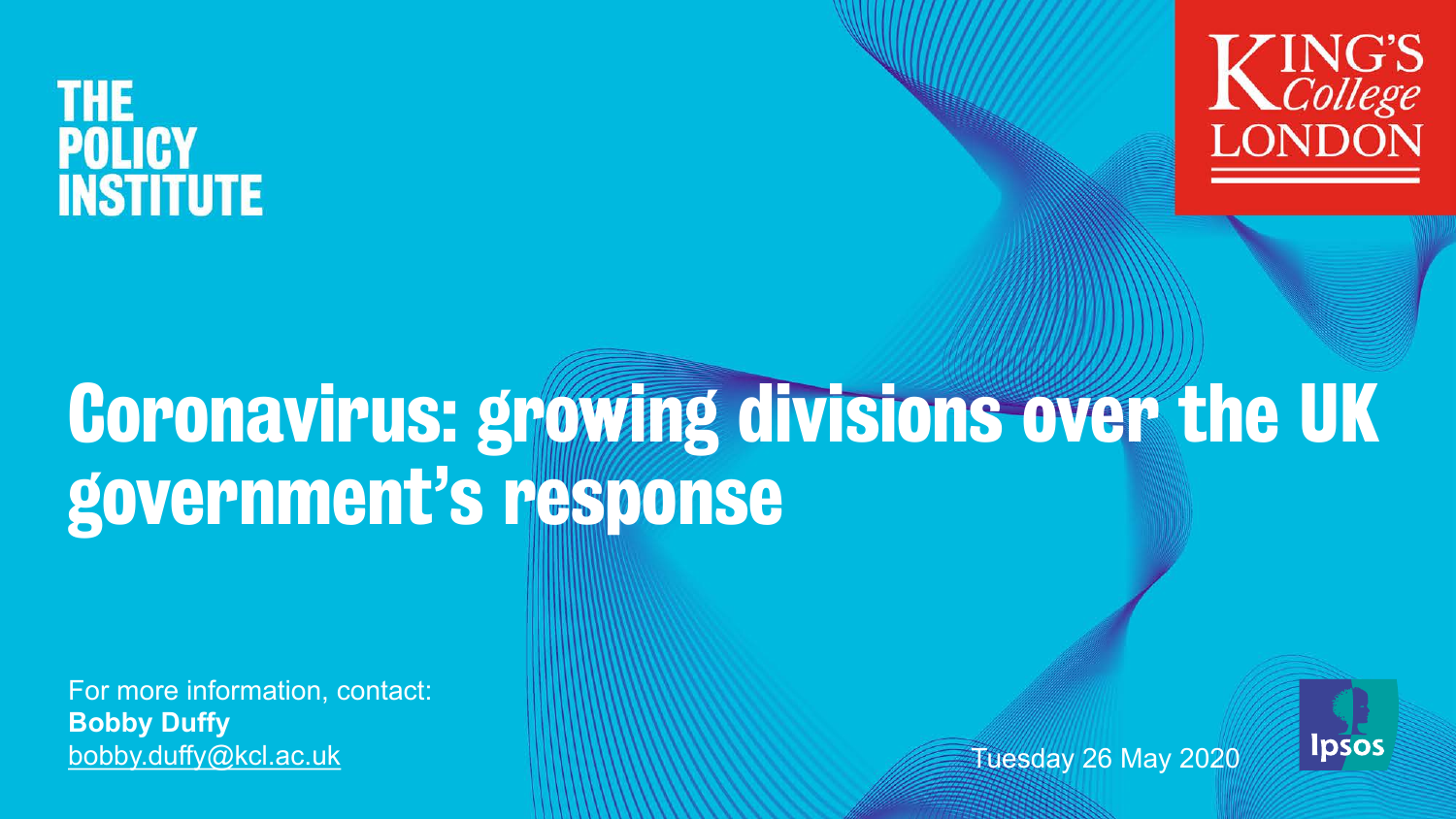THE POLICY INSTITUTE

KING'S College LONDON

# Coronavirus: growing divisions over the UK government's response

For more information, contact:
**Bobby Duffy**
bobby.duffy@kcl.ac.uk

Tuesday 26 May 2020

Ipsos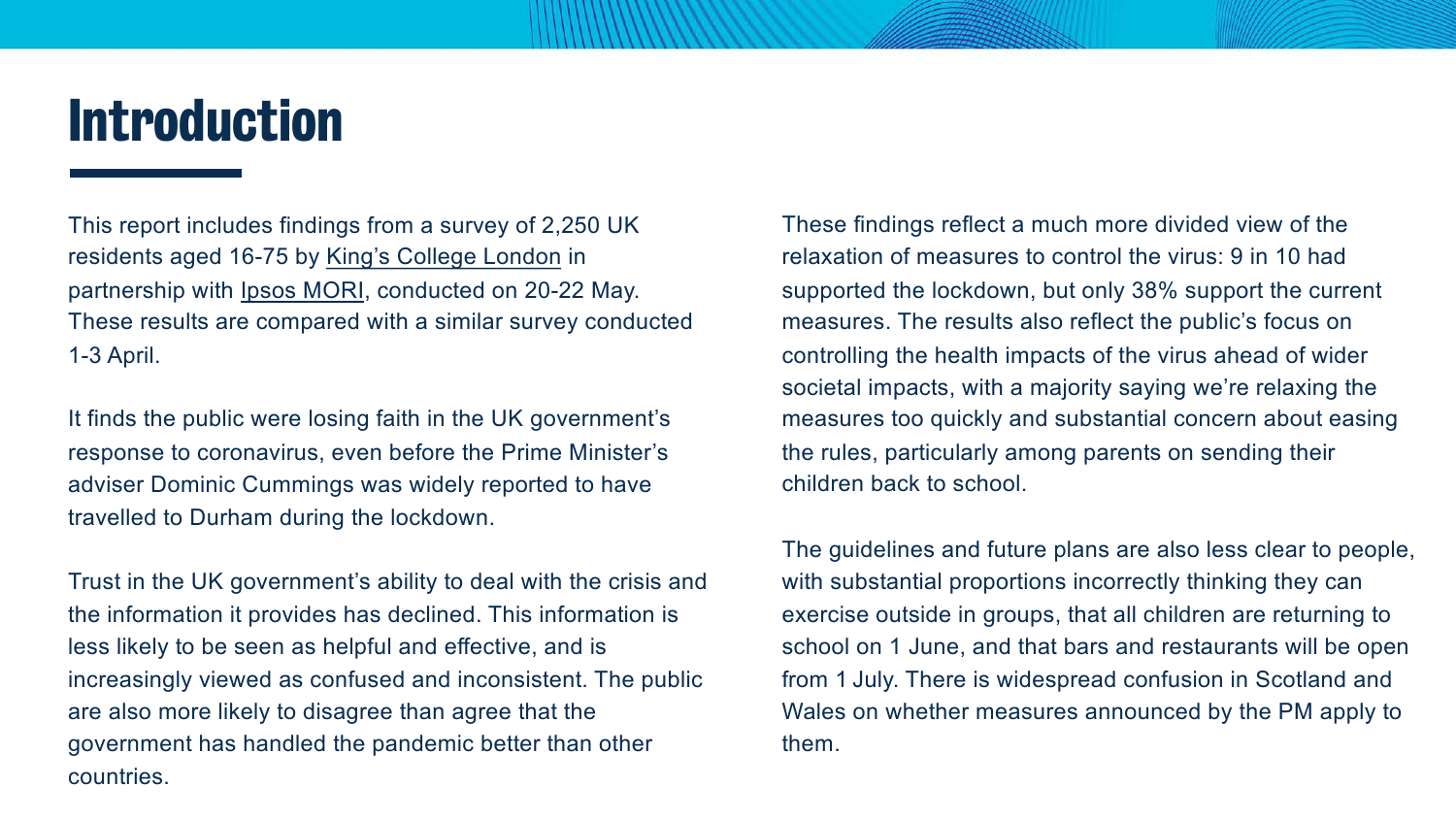# Introduction

This report includes findings from a survey of 2,250 UK residents aged 16-75 by King's College London in partnership with Ipsos MORI, conducted on 20-22 May. These results are compared with a similar survey conducted 1-3 April.

It finds the public were losing faith in the UK government's response to coronavirus, even before the Prime Minister's adviser Dominic Cummings was widely reported to have travelled to Durham during the lockdown.

Trust in the UK government's ability to deal with the crisis and the information it provides has declined. This information is less likely to be seen as helpful and effective, and is increasingly viewed as confused and inconsistent. The public are also more likely to disagree than agree that the government has handled the pandemic better than other countries.

These findings reflect a much more divided view of the relaxation of measures to control the virus: 9 in 10 had supported the lockdown, but only 38% support the current measures. The results also reflect the public's focus on controlling the health impacts of the virus ahead of wider societal impacts, with a majority saying we're relaxing the measures too quickly and substantial concern about easing the rules, particularly among parents on sending their children back to school.

The guidelines and future plans are also less clear to people, with substantial proportions incorrectly thinking they can exercise outside in groups, that all children are returning to school on 1 June, and that bars and restaurants will be open from 1 July. There is widespread confusion in Scotland and Wales on whether measures announced by the PM apply to them.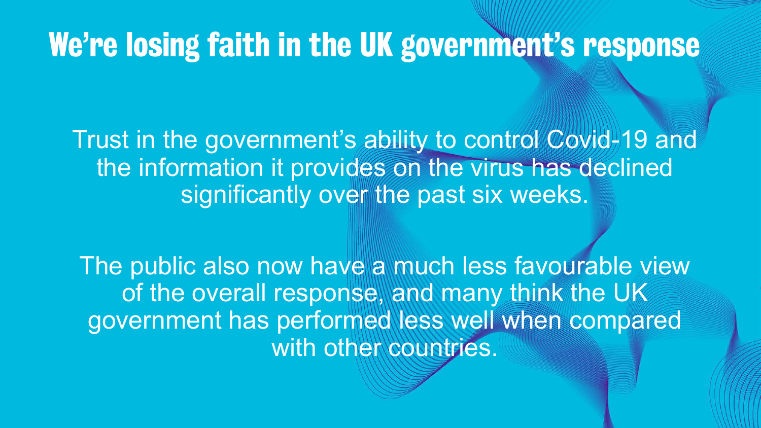# We're losing faith in the UK government's response

Trust in the government's ability to control Covid-19 and the information it provides on the virus has declined significantly over the past six weeks.

The public also now have a much less favourable view of the overall response, and many think the UK government has performed less well when compared with other countries.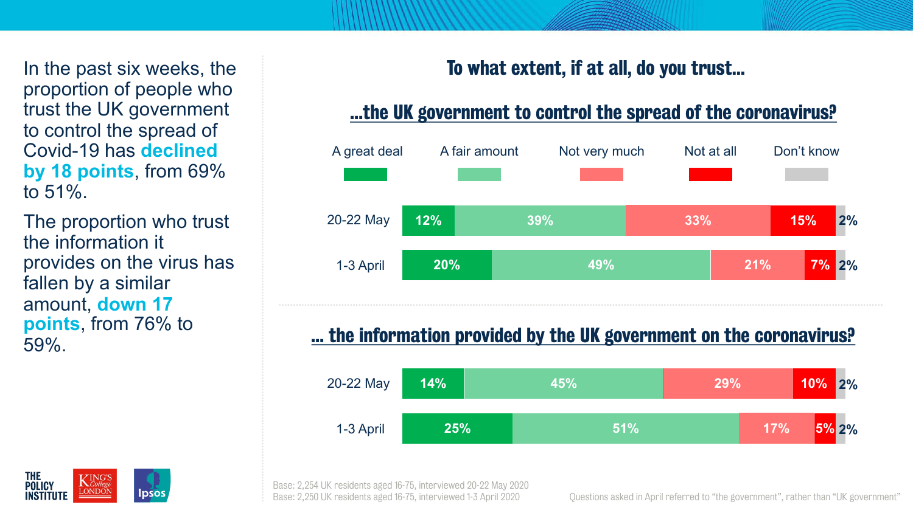In the past six weeks, the proportion of people who trust the UK government to control the spread of Covid-19 has **declined by 18 points**, from 69% to 51%.

The proportion who trust the information it provides on the virus has fallen by a similar amount, **down 17 points**, from 76% to 59%.

# To what extent, if at all, do you trust…

## …the UK government to control the spread of the coronavirus?

| | A great deal | A fair amount | Not very much | Not at all | Don't know |
|---|---|---|---|---|---|
| 20-22 May | 12% | 39% | 33% | 15% | 2% |
| 1-3 April | 20% | 49% | 21% | 7% | 2% |

## … the information provided by the UK government on the coronavirus?

| | A great deal | A fair amount | Not very much | Not at all | Don't know |
|---|---|---|---|---|---|
| 20-22 May | 14% | 45% | 29% | 10% | 2% |
| 1-3 April | 25% | 51% | 17% | 5% | 2% |

Base: 2,254 UK residents aged 16-75, interviewed 20-22 May 2020
Base: 2,250 UK residents aged 16-75, interviewed 1-3 April 2020

Questions asked in April referred to "the government", rather than "UK government"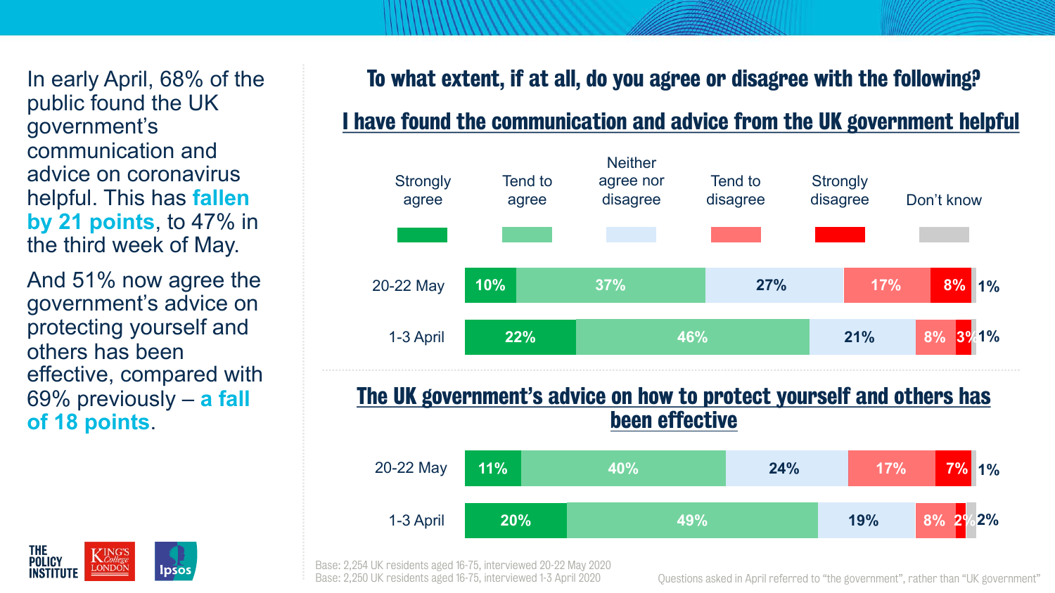In early April, 68% of the public found the UK government's communication and advice on coronavirus helpful. This has **fallen by 21 points**, to 47% in the third week of May.

And 51% now agree the government's advice on protecting yourself and others has been effective, compared with 69% previously – **a fall of 18 points**.

## To what extent, if at all, do you agree or disagree with the following?

### I have found the communication and advice from the UK government helpful

| | Strongly agree | Tend to agree | Neither agree nor disagree | Tend to disagree | Strongly disagree | Don't know |
|---|---|---|---|---|---|---|
| 20-22 May | 10% | 37% | 27% | 17% | 8% | 1% |
| 1-3 April | 22% | 46% | 21% | 8% | 3% | 1% |

### The UK government's advice on how to protect yourself and others has been effective

| | Strongly agree | Tend to agree | Neither agree nor disagree | Tend to disagree | Strongly disagree | Don't know |
|---|---|---|---|---|---|---|
| 20-22 May | 11% | 40% | 24% | 17% | 7% | 1% |
| 1-3 April | 20% | 49% | 19% | 8% | 2% | 2% |

Base: 2,254 UK residents aged 16-75, interviewed 20-22 May 2020
Base: 2,250 UK residents aged 16-75, interviewed 1-3 April 2020

Questions asked in April referred to "the government", rather than "UK government"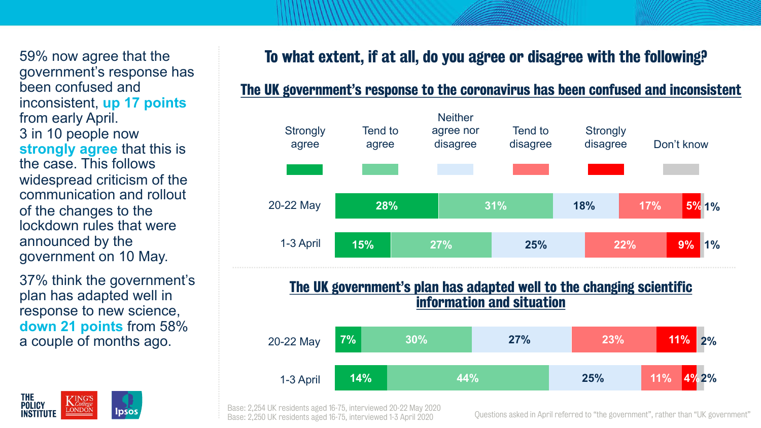59% now agree that the government's response has been confused and inconsistent, **up 17 points** from early April. 3 in 10 people now **strongly agree** that this is the case. This follows widespread criticism of the communication and rollout of the changes to the lockdown rules that were announced by the government on 10 May.

37% think the government's plan has adapted well in response to new science, **down 21 points** from 58% a couple of months ago.

## To what extent, if at all, do you agree or disagree with the following?

### The UK government's response to the coronavirus has been confused and inconsistent

| | Strongly agree | Tend to agree | Neither agree nor disagree | Tend to disagree | Strongly disagree | Don't know |
|---|---|---|---|---|---|---|
| 20-22 May | 28% | 31% | 18% | 17% | 5% | 1% |
| 1-3 April | 15% | 27% | 25% | 22% | 9% | 1% |

### The UK government's plan has adapted well to the changing scientific information and situation

| | Strongly agree | Tend to agree | Neither agree nor disagree | Tend to disagree | Strongly disagree | Don't know |
|---|---|---|---|---|---|---|
| 20-22 May | 7% | 30% | 27% | 23% | 11% | 2% |
| 1-3 April | 14% | 44% | 25% | 11% | 4% | 2% |

Base: 2,254 UK residents aged 16-75, interviewed 20-22 May 2020
Base: 2,250 UK residents aged 16-75, interviewed 1-3 April 2020

Questions asked in April referred to "the government", rather than "UK government"

THE POLICY INSTITUTE | KING'S College LONDON | Ipsos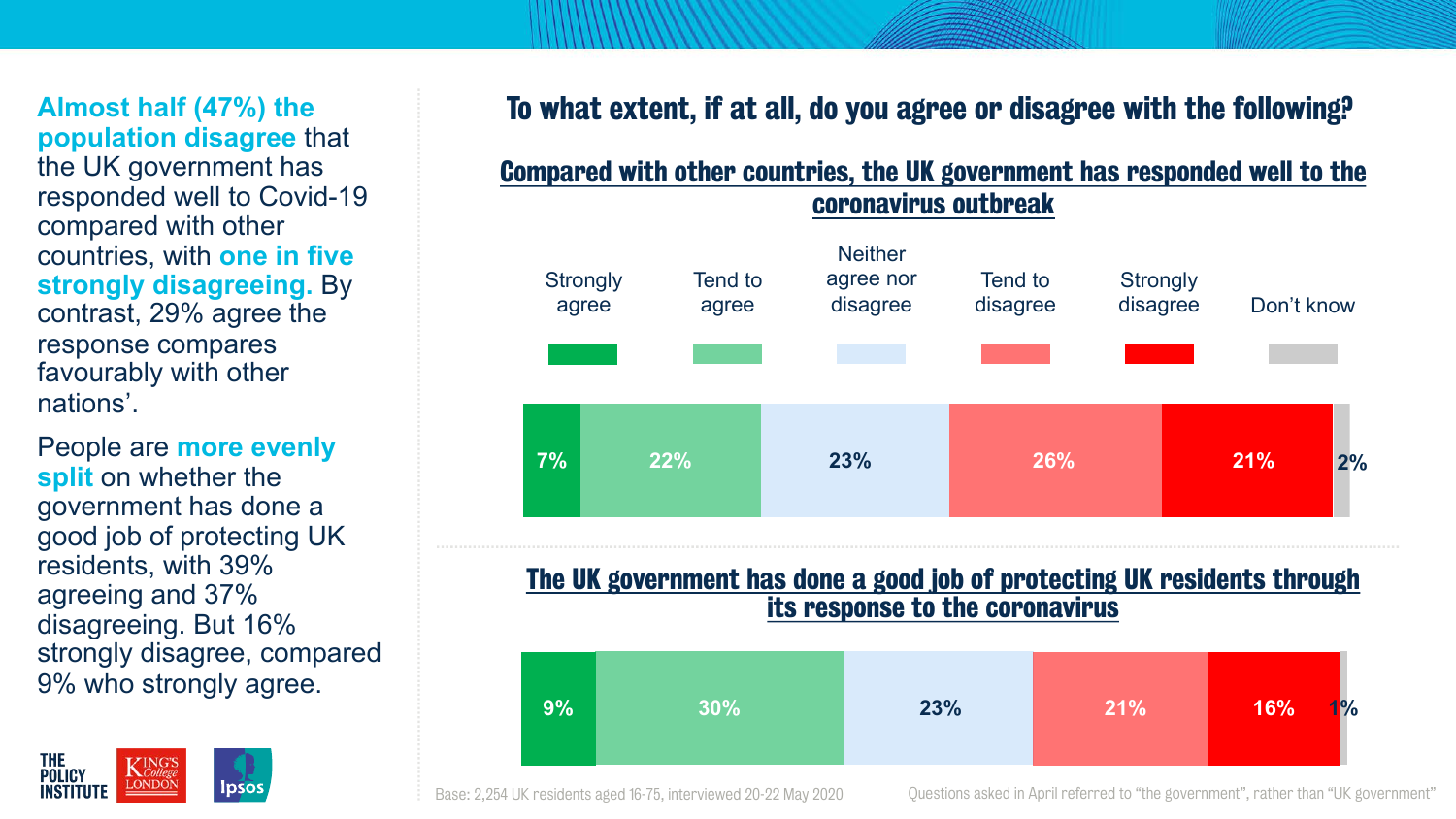**Almost half (47%) the population disagree** that the UK government has responded well to Covid-19 compared with other countries, with **one in five strongly disagreeing.** By contrast, 29% agree the response compares favourably with other nations'.

People are **more evenly split** on whether the government has done a good job of protecting UK residents, with 39% agreeing and 37% disagreeing. But 16% strongly disagree, compared 9% who strongly agree.

## To what extent, if at all, do you agree or disagree with the following?

| | Strongly agree | Tend to agree | Neither agree nor disagree | Tend to disagree | Strongly disagree | Don't know |
|---|---|---|---|---|---|---|
| Compared with other countries, the UK government has responded well to the coronavirus outbreak | 7% | 22% | 23% | 26% | 21% | 2% |
| The UK government has done a good job of protecting UK residents through its response to the coronavirus | 9% | 30% | 23% | 21% | 16% | 1% |

Base: 2,254 UK residents aged 16-75, interviewed 20-22 May 2020

Questions asked in April referred to "the government", rather than "UK government"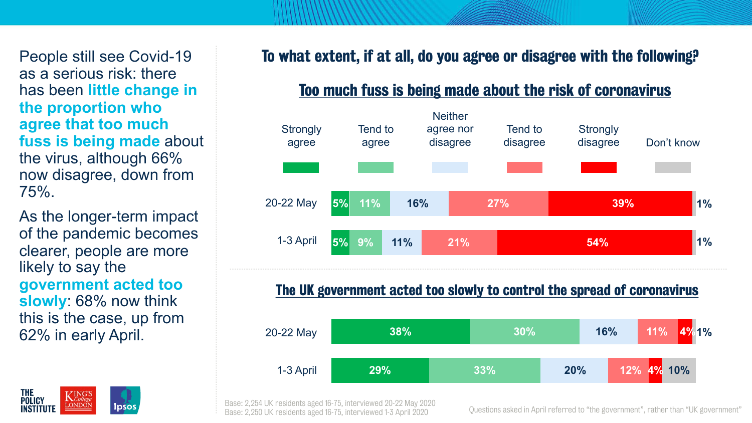People still see Covid-19 as a serious risk: there has been **little change in the proportion who agree that too much fuss is being made** about the virus, although 66% now disagree, down from 75%.

As the longer-term impact of the pandemic becomes clearer, people are more likely to say the **government acted too slowly**: 68% now think this is the case, up from 62% in early April.

## To what extent, if at all, do you agree or disagree with the following?

### Too much fuss is being made about the risk of coronavirus

| | Strongly agree | Tend to agree | Neither agree nor disagree | Tend to disagree | Strongly disagree | Don't know |
|---|---|---|---|---|---|---|
| 20-22 May | 5% | 11% | 16% | 27% | 39% | 1% |
| 1-3 April | 5% | 9% | 11% | 21% | 54% | 1% |

### The UK government acted too slowly to control the spread of coronavirus

| | Strongly agree | Tend to agree | Neither agree nor disagree | Tend to disagree | Strongly disagree | Don't know |
|---|---|---|---|---|---|---|
| 20-22 May | 38% | 30% | 16% | 11% | 4% | 1% |
| 1-3 April | 29% | 33% | 20% | 12% | 4% | 10% |

Base: 2,254 UK residents aged 16-75, interviewed 20-22 May 2020
Base: 2,250 UK residents aged 16-75, interviewed 1-3 April 2020

Questions asked in April referred to "the government", rather than "UK government"

THE POLICY INSTITUTE | KING'S College LONDON | Ipsos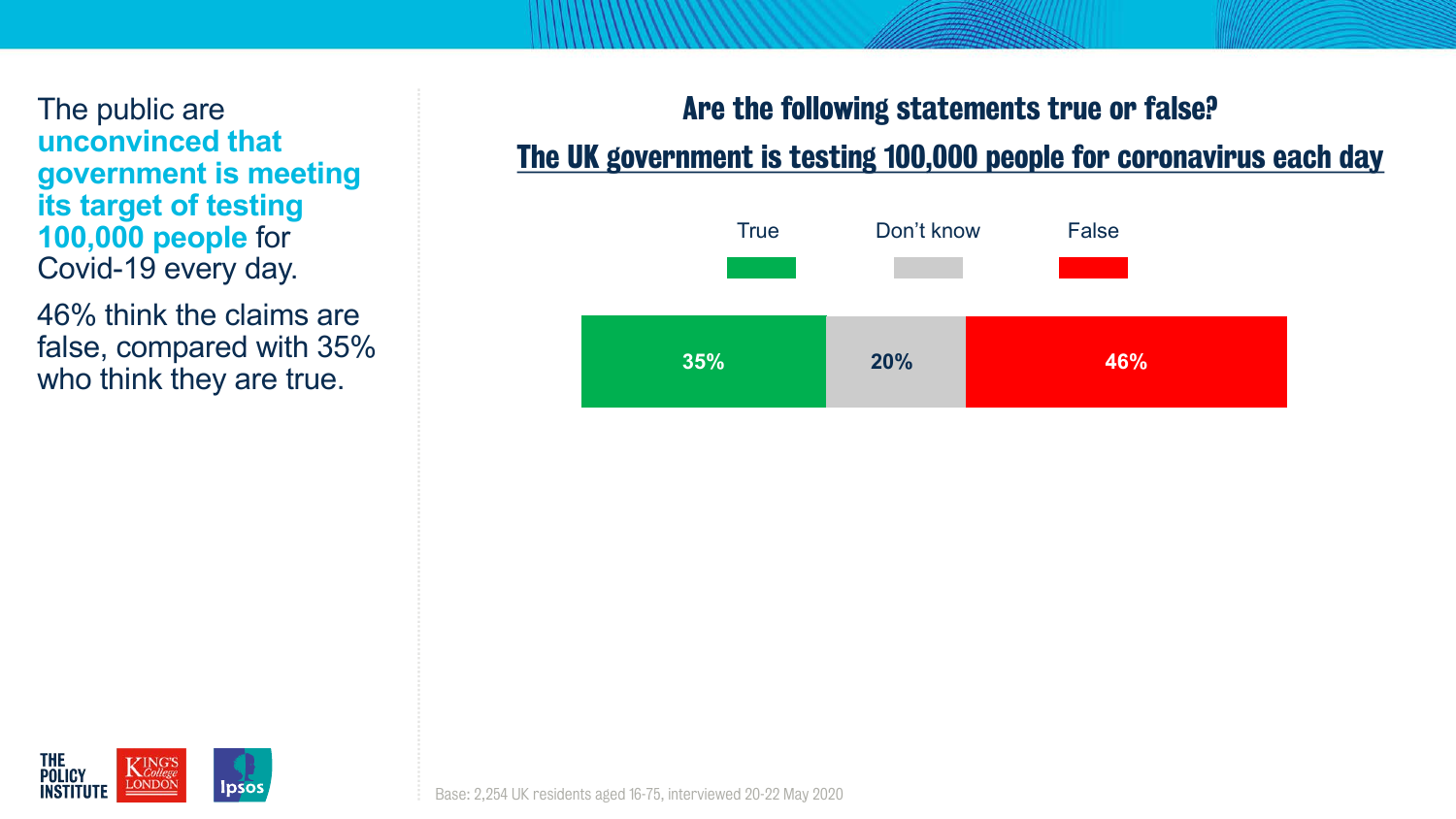The public are **unconvinced that government is meeting its target of testing 100,000 people** for Covid-19 every day.

46% think the claims are false, compared with 35% who think they are true.

## Are the following statements true or false?

### The UK government is testing 100,000 people for coronavirus each day

| True | Don't know | False |
|---|---|---|
| 35% | 20% | 46% |

Base: 2,254 UK residents aged 16-75, interviewed 20-22 May 2020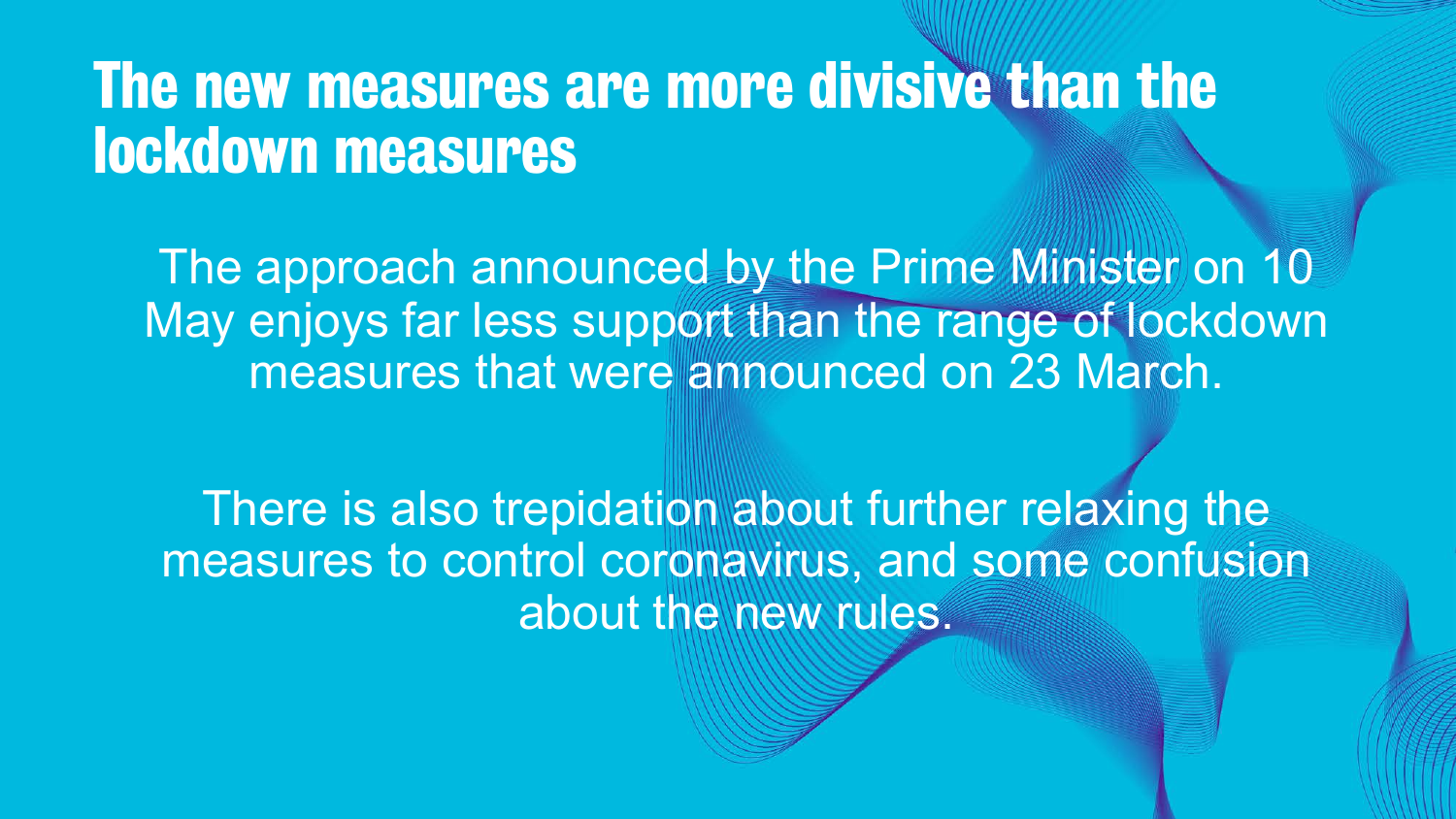# The new measures are more divisive than the lockdown measures

The approach announced by the Prime Minister on 10 May enjoys far less support than the range of lockdown measures that were announced on 23 March.

There is also trepidation about further relaxing the measures to control coronavirus, and some confusion about the new rules.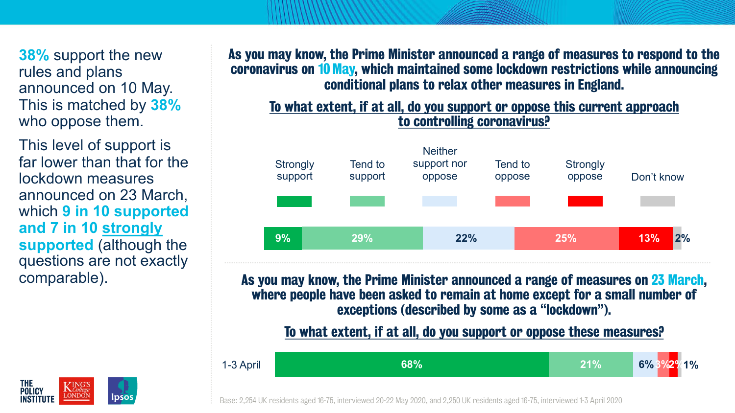**38%** support the new rules and plans announced on 10 May. This is matched by **38%** who oppose them.

This level of support is far lower than that for the lockdown measures announced on 23 March, which **9 in 10 supported and 7 in 10 strongly supported** (although the questions are not exactly comparable).

**As you may know, the Prime Minister announced a range of measures to respond to the coronavirus on 10 May, which maintained some lockdown restrictions while announcing conditional plans to relax other measures in England.**

**To what extent, if at all, do you support or oppose this current approach to controlling coronavirus?**

| Strongly support | Tend to support | Neither support nor oppose | Tend to oppose | Strongly oppose | Don't know |
|---|---|---|---|---|---|
| 9% | 29% | 22% | 25% | 13% | 2% |

**As you may know, the Prime Minister announced a range of measures on 23 March, where people have been asked to remain at home except for a small number of exceptions (described by some as a "lockdown").**

**To what extent, if at all, do you support or oppose these measures?**

| | Strongly support | Tend to support | Neither support nor oppose | Tend to oppose | Strongly oppose | Don't know |
|---|---|---|---|---|---|---|
| 1-3 April | 68% | 21% | 6% | 3% | 2% | 1% |

Base: 2,254 UK residents aged 16-75, interviewed 20-22 May 2020, and 2,250 UK residents aged 16-75, interviewed 1-3 April 2020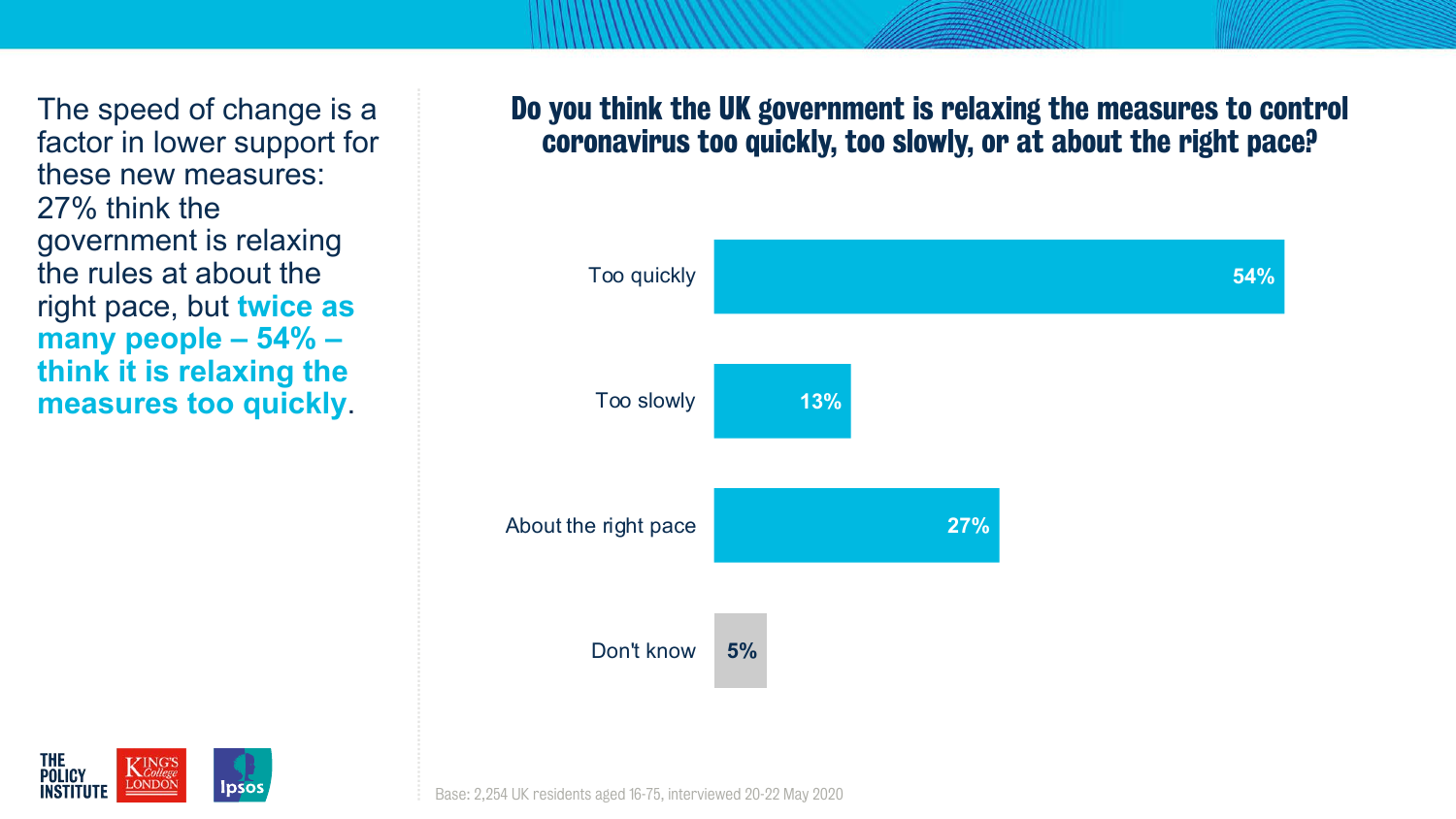The speed of change is a factor in lower support for these new measures: 27% think the government is relaxing the rules at about the right pace, but **twice as many people – 54% – think it is relaxing the measures too quickly**.

## Do you think the UK government is relaxing the measures to control coronavirus too quickly, too slowly, or at about the right pace?

| Response | % |
|---|---|
| Too quickly | 54% |
| Too slowly | 13% |
| About the right pace | 27% |
| Don't know | 5% |

Base: 2,254 UK residents aged 16-75, interviewed 20-22 May 2020

THE POLICY INSTITUTE | King's College London | Ipsos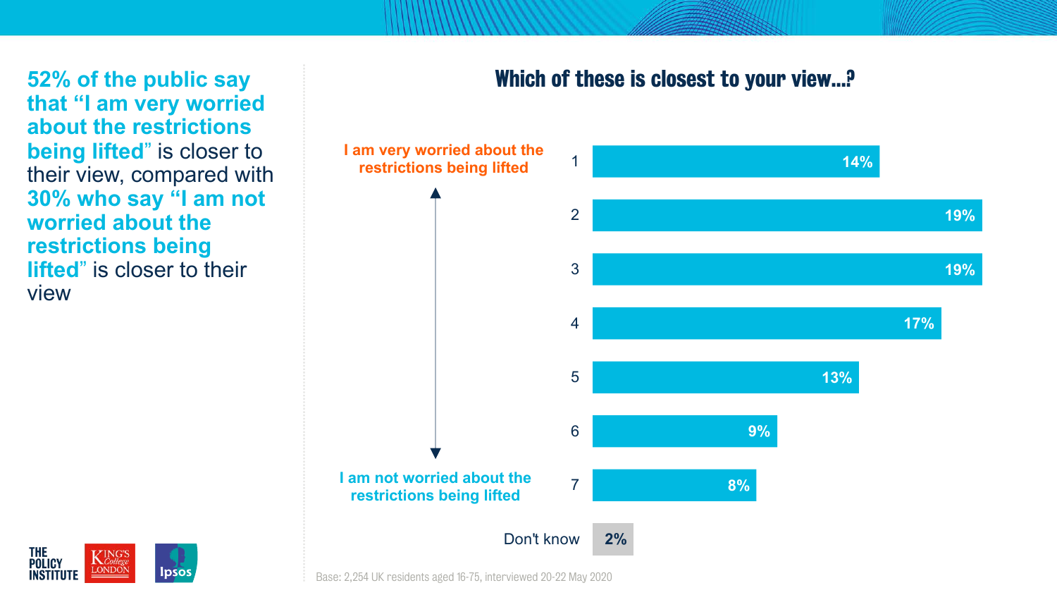**52% of the public say that "I am very worried about the restrictions being lifted"** is closer to their view, compared with **30% who say "I am not worried about the restrictions being lifted"** is closer to their view

## Which of these is closest to your view…?

| Scale | % |
|---|---|
| 1 – I am very worried about the restrictions being lifted | 14% |
| 2 | 19% |
| 3 | 19% |
| 4 | 17% |
| 5 | 13% |
| 6 | 9% |
| 7 – I am not worried about the restrictions being lifted | 8% |
| Don't know | 2% |

Base: 2,254 UK residents aged 16-75, interviewed 20-22 May 2020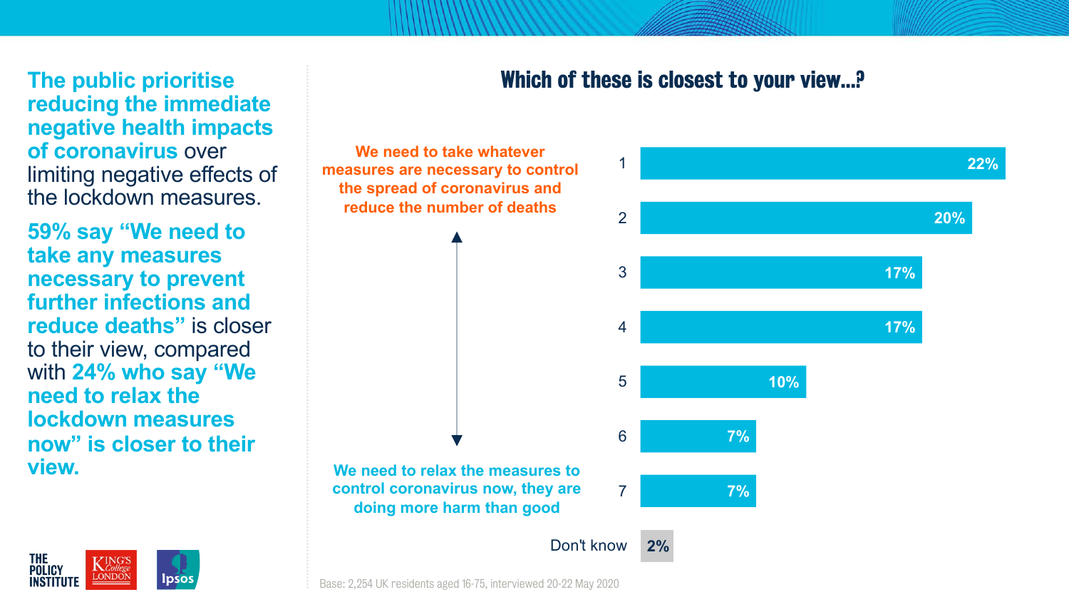**The public prioritise reducing the immediate negative health impacts of coronavirus** over limiting negative effects of the lockdown measures.

**59% say "We need to take any measures necessary to prevent further infections and reduce deaths"** is closer to their view, compared with **24% who say "We need to relax the lockdown measures now" is closer to their view.**

## Which of these is closest to your view…?

| Scale | % |
|---|---|
| 1 – We need to take whatever measures are necessary to control the spread of coronavirus and reduce the number of deaths | 22% |
| 2 | 20% |
| 3 | 17% |
| 4 | 17% |
| 5 | 10% |
| 6 | 7% |
| 7 – We need to relax the measures to control coronavirus now, they are doing more harm than good | 7% |
| Don't know | 2% |

Base: 2,254 UK residents aged 16-75, interviewed 20-22 May 2020

THE POLICY INSTITUTE | KING'S College LONDON | Ipsos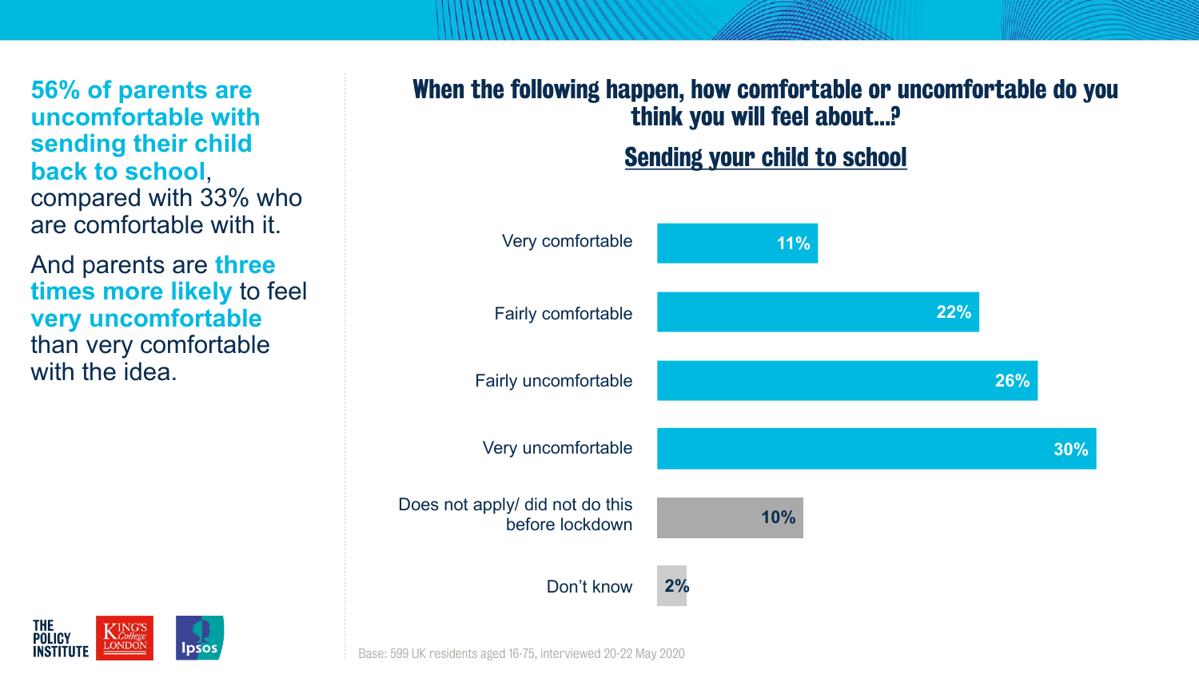**56% of parents are uncomfortable with sending their child back to school**, compared with 33% who are comfortable with it.

And parents are **three times more likely** to feel **very uncomfortable** than very comfortable with the idea.

## When the following happen, how comfortable or uncomfortable do you think you will feel about...?

### Sending your child to school

| Response | % |
|---|---|
| Very comfortable | 11% |
| Fairly comfortable | 22% |
| Fairly uncomfortable | 26% |
| Very uncomfortable | 30% |
| Does not apply/ did not do this before lockdown | 10% |
| Don't know | 2% |

Base: 599 UK residents aged 16-75, interviewed 20-22 May 2020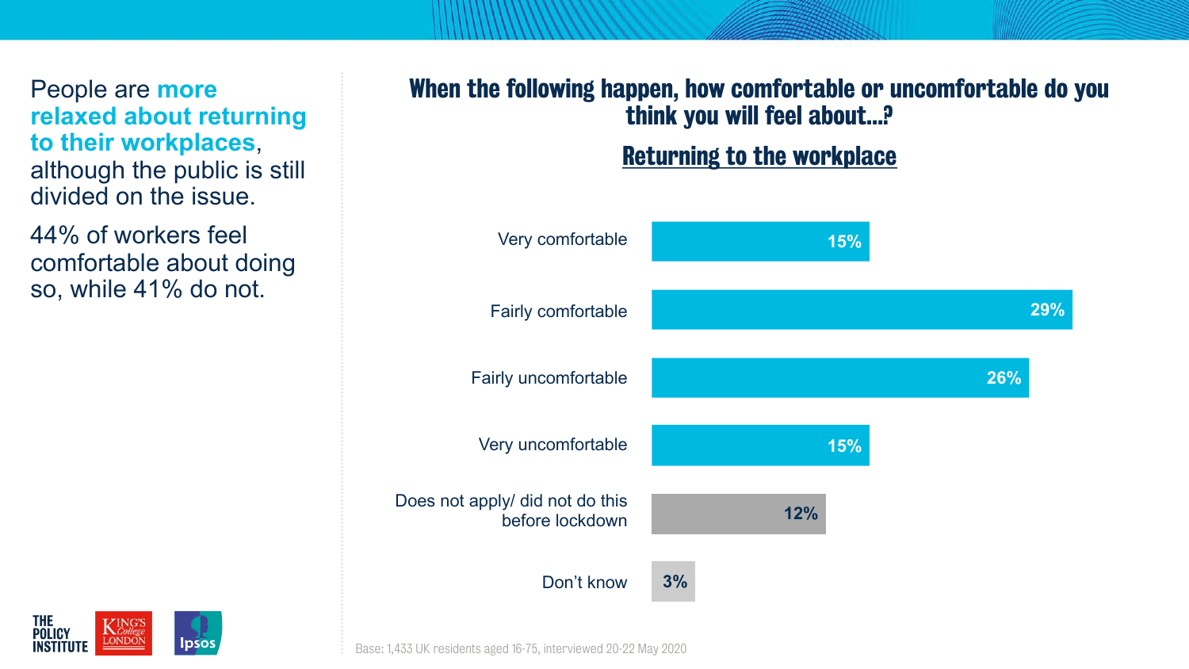People are **more relaxed about returning to their workplaces**, although the public is still divided on the issue.

44% of workers feel comfortable about doing so, while 41% do not.

## When the following happen, how comfortable or uncomfortable do you think you will feel about…?

### Returning to the workplace

| Response | % |
| --- | --- |
| Very comfortable | 15% |
| Fairly comfortable | 29% |
| Fairly uncomfortable | 26% |
| Very uncomfortable | 15% |
| Does not apply/ did not do this before lockdown | 12% |
| Don't know | 3% |

Base: 1,433 UK residents aged 16-75, interviewed 20-22 May 2020

THE POLICY INSTITUTE | KING'S College LONDON | Ipsos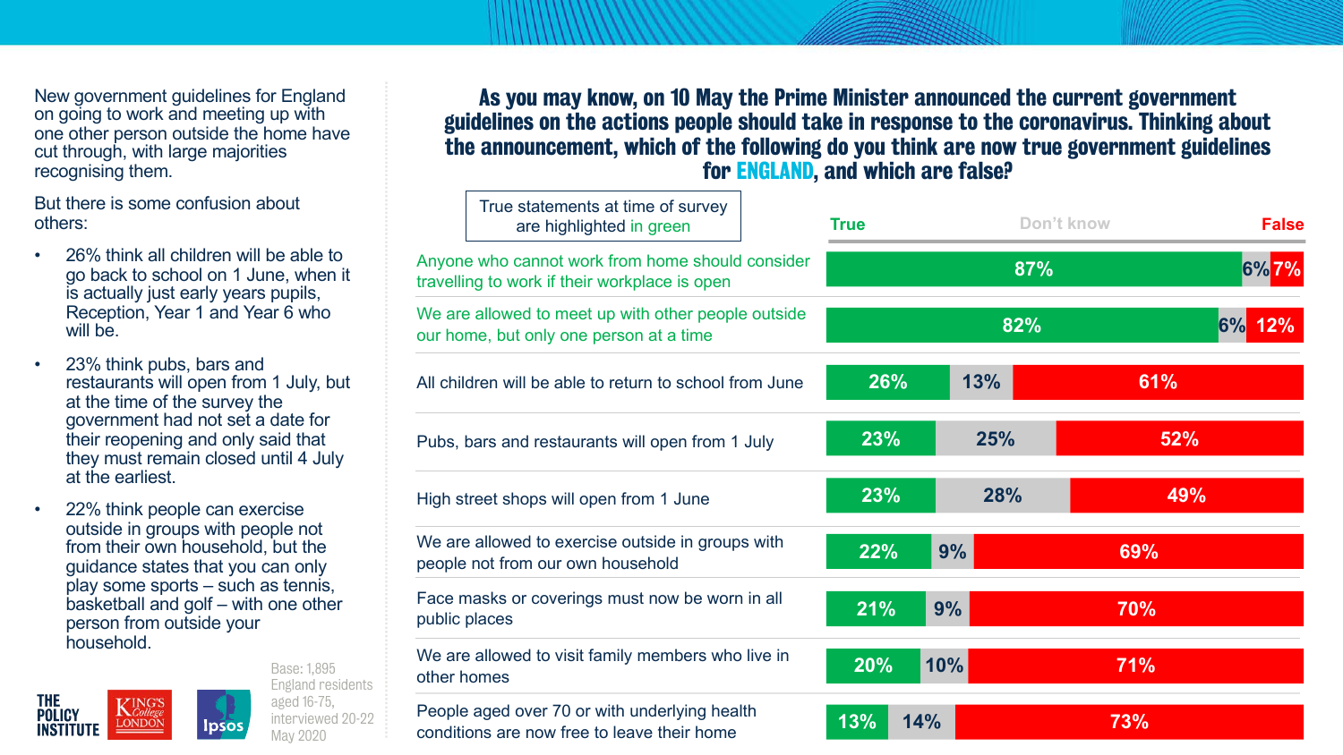New government guidelines for England on going to work and meeting up with one other person outside the home have cut through, with large majorities recognising them.

But there is some confusion about others:

- 26% think all children will be able to go back to school on 1 June, when it is actually just early years pupils, Reception, Year 1 and Year 6 who will be.
- 23% think pubs, bars and restaurants will open from 1 July, but at the time of the survey the government had not set a date for their reopening and only said that they must remain closed until 4 July at the earliest.
- 22% think people can exercise outside in groups with people not from their own household, but the guidance states that you can only play some sports – such as tennis, basketball and golf – with one other person from outside your household.

## As you may know, on 10 May the Prime Minister announced the current government guidelines on the actions people should take in response to the coronavirus. Thinking about the announcement, which of the following do you think are now true government guidelines for ENGLAND, and which are false?

True statements at time of survey are highlighted in green

| Statement | True | Don't know | False |
|---|---|---|---|
| Anyone who cannot work from home should consider travelling to work if their workplace is open *(true)* | 87% | 6% | 7% |
| We are allowed to meet up with other people outside our home, but only one person at a time *(true)* | 82% | 6% | 12% |
| All children will be able to return to school from June | 26% | 13% | 61% |
| Pubs, bars and restaurants will open from 1 July | 23% | 25% | 52% |
| High street shops will open from 1 June | 23% | 28% | 49% |
| We are allowed to exercise outside in groups with people not from our own household | 22% | 9% | 69% |
| Face masks or coverings must now be worn in all public places | 21% | 9% | 70% |
| We are allowed to visit family members who live in other homes | 20% | 10% | 71% |
| People aged over 70 or with underlying health conditions are now free to leave their home | 13% | 14% | 73% |

Base: 1,895 England residents aged 16-75, interviewed 20-22 May 2020

THE POLICY INSTITUTE | King's College London | Ipsos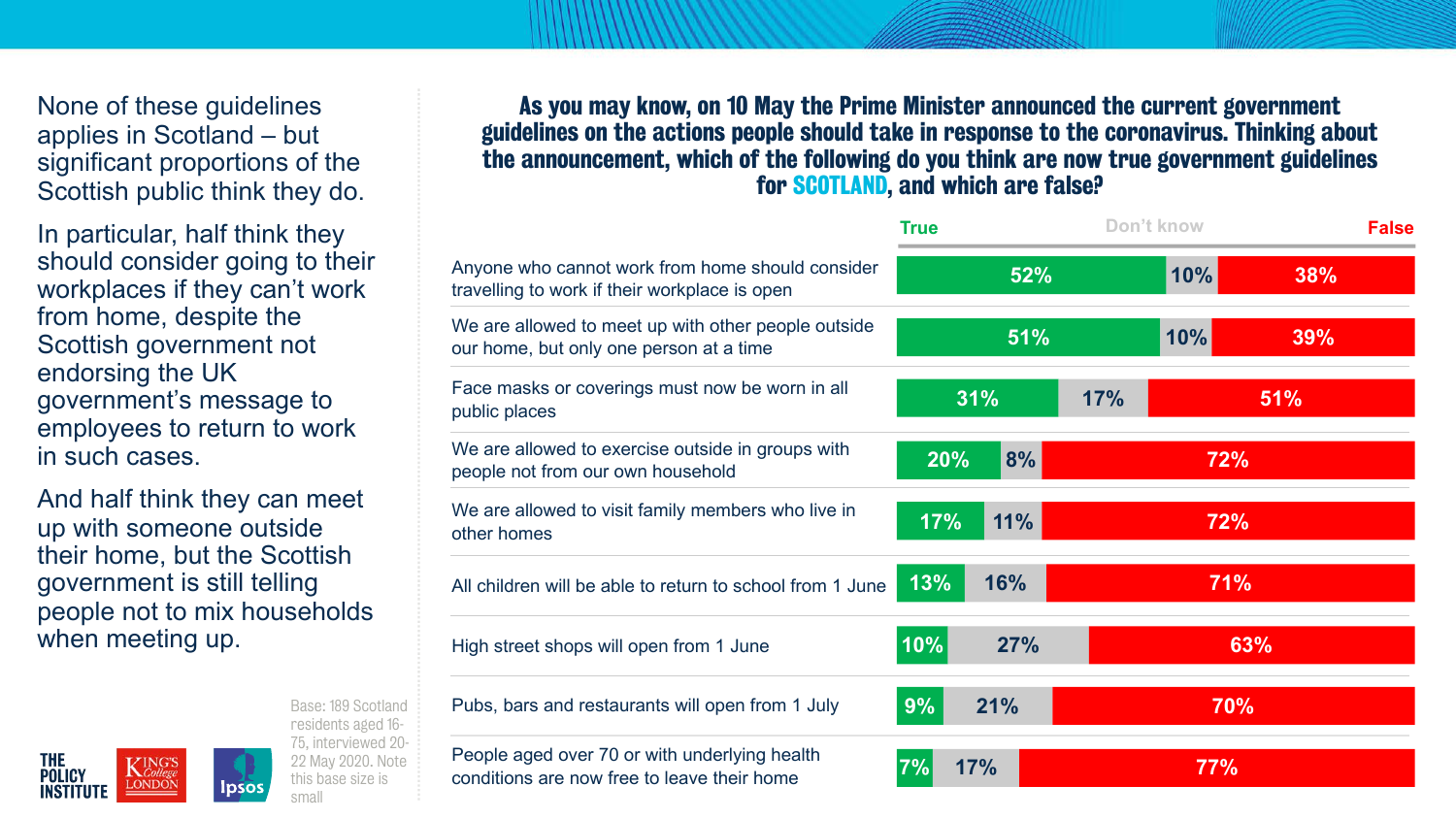None of these guidelines applies in Scotland – but significant proportions of the Scottish public think they do.

In particular, half think they should consider going to their workplaces if they can't work from home, despite the Scottish government not endorsing the UK government's message to employees to return to work in such cases.

And half think they can meet up with someone outside their home, but the Scottish government is still telling people not to mix households when meeting up.

## As you may know, on 10 May the Prime Minister announced the current government guidelines on the actions people should take in response to the coronavirus. Thinking about the announcement, which of the following do you think are now true government guidelines for SCOTLAND, and which are false?

| | True | Don't know | False |
|---|---|---|---|
| Anyone who cannot work from home should consider travelling to work if their workplace is open | 52% | 10% | 38% |
| We are allowed to meet up with other people outside our home, but only one person at a time | 51% | 10% | 39% |
| Face masks or coverings must now be worn in all public places | 31% | 17% | 51% |
| We are allowed to exercise outside in groups with people not from our own household | 20% | 8% | 72% |
| We are allowed to visit family members who live in other homes | 17% | 11% | 72% |
| All children will be able to return to school from 1 June | 13% | 16% | 71% |
| High street shops will open from 1 June | 10% | 27% | 63% |
| Pubs, bars and restaurants will open from 1 July | 9% | 21% | 70% |
| People aged over 70 or with underlying health conditions are now free to leave their home | 7% | 17% | 77% |

Base: 189 Scotland residents aged 16-75, interviewed 20-22 May 2020. Note this base size is small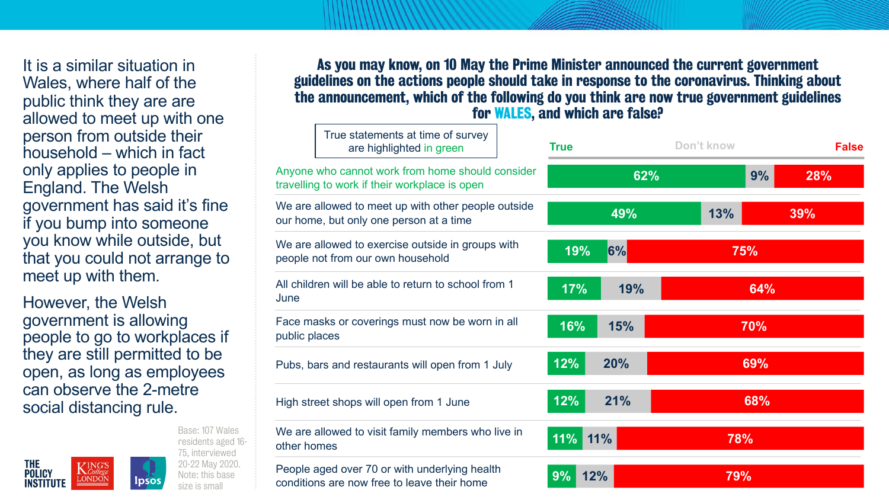It is a similar situation in Wales, where half of the public think they are are allowed to meet up with one person from outside their household – which in fact only applies to people in England. The Welsh government has said it's fine if you bump into someone you know while outside, but that you could not arrange to meet up with them.

However, the Welsh government is allowing people to go to workplaces if they are still permitted to be open, as long as employees can observe the 2-metre social distancing rule.

Base: 107 Wales residents aged 16-75, interviewed 20-22 May 2020. Note: this base size is small

## As you may know, on 10 May the Prime Minister announced the current government guidelines on the actions people should take in response to the coronavirus. Thinking about the announcement, which of the following do you think are now true government guidelines for WALES, and which are false?

True statements at time of survey are highlighted in green

| Statement | True | Don't know | False |
|---|---|---|---|
| Anyone who cannot work from home should consider travelling to work if their workplace is open *(true at time of survey)* | 62% | 9% | 28% |
| We are allowed to meet up with other people outside our home, but only one person at a time | 49% | 13% | 39% |
| We are allowed to exercise outside in groups with people not from our own household | 19% | 6% | 75% |
| All children will be able to return to school from 1 June | 17% | 19% | 64% |
| Face masks or coverings must now be worn in all public places | 16% | 15% | 70% |
| Pubs, bars and restaurants will open from 1 July | 12% | 20% | 69% |
| High street shops will open from 1 June | 12% | 21% | 68% |
| We are allowed to visit family members who live in other homes | 11% | 11% | 78% |
| People aged over 70 or with underlying health conditions are now free to leave their home | 9% | 12% | 79% |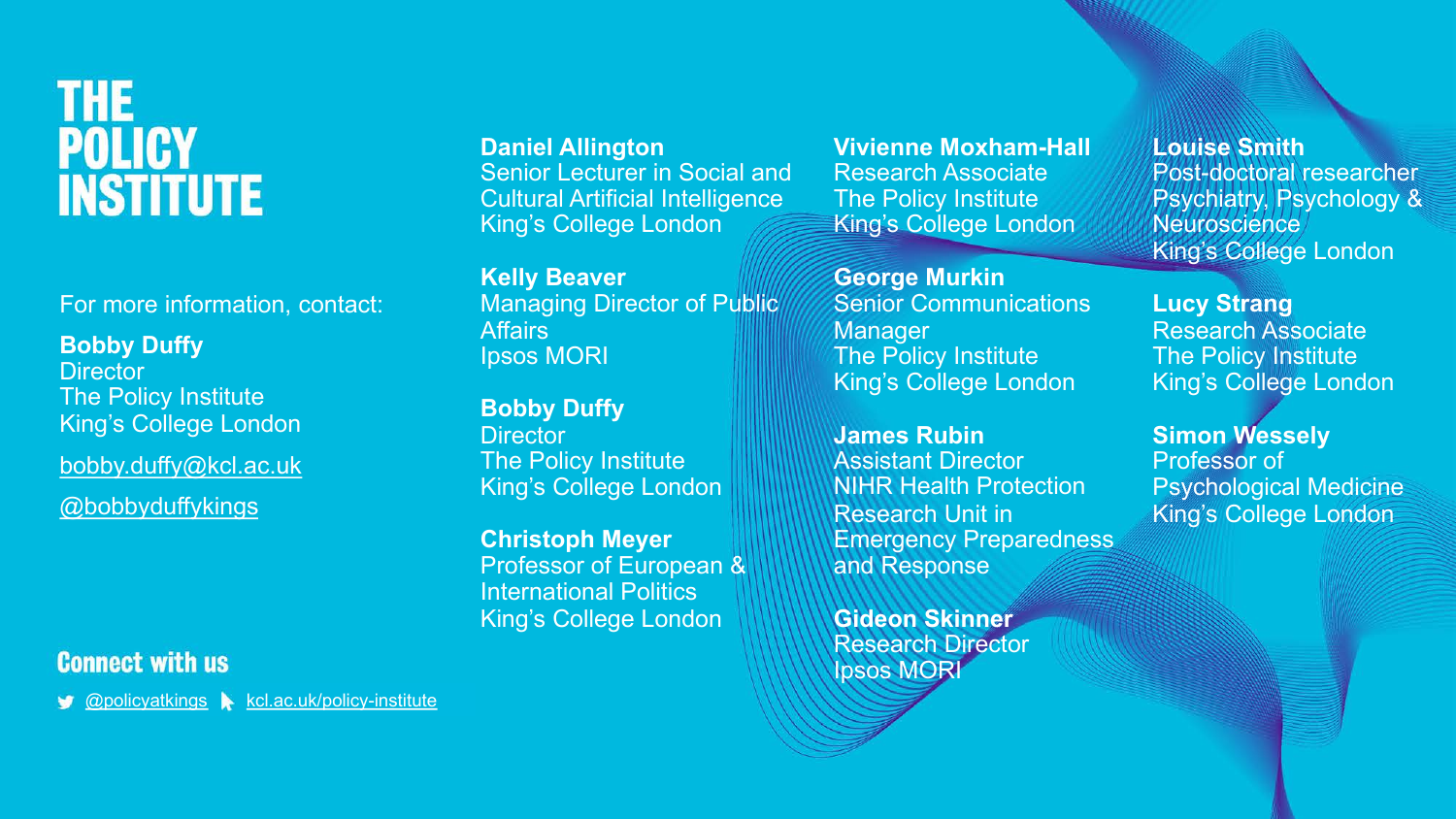# THE POLICY INSTITUTE

For more information, contact:

**Bobby Duffy**
Director
The Policy Institute
King's College London

bobby.duffy@kcl.ac.uk

@bobbyduffykings

**Daniel Allington**
Senior Lecturer in Social and Cultural Artificial Intelligence
King's College London

**Kelly Beaver**
Managing Director of Public Affairs
Ipsos MORI

**Bobby Duffy**
Director
The Policy Institute
King's College London

**Christoph Meyer**
Professor of European & International Politics
King's College London

**Vivienne Moxham-Hall**
Research Associate
The Policy Institute
King's College London

**George Murkin**
Senior Communications Manager
The Policy Institute
King's College London

**James Rubin**
Assistant Director
NIHR Health Protection Research Unit in Emergency Preparedness and Response

**Gideon Skinner**
Research Director
Ipsos MORI

**Louise Smith**
Post-doctoral researcher
Psychiatry, Psychology & Neuroscience
King's College London

**Lucy Strang**
Research Associate
The Policy Institute
King's College London

**Simon Wessely**
Professor of Psychological Medicine
King's College London

## Connect with us

@policyatkings kcl.ac.uk/policy-institute